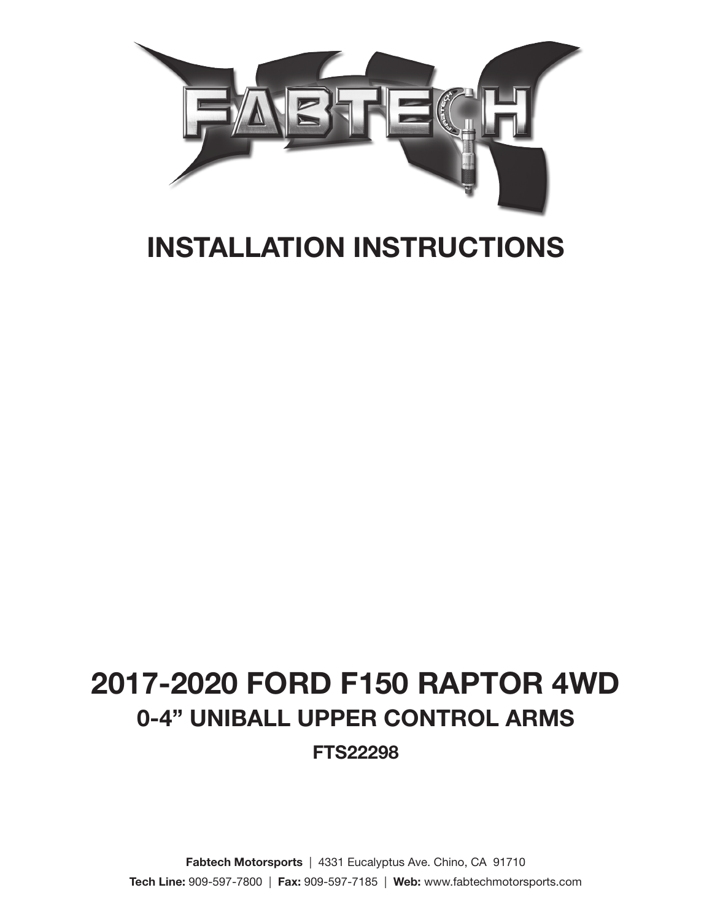# INSTALLATION INSTRUCTIONS

# 2017-2020 FORD F150 RAPTOR 4WD

## 0-4" UNIBALL UPPER CONTROL ARMS

### FTS22298

**Fabtech Motorsports** | 4331 Eucalyptus Ave. Chino, CA 91710

**Tech Line:** 909-597-7800 | **Fax:** 909-597-7185 | **Web:** www.fabtechmotorsports.com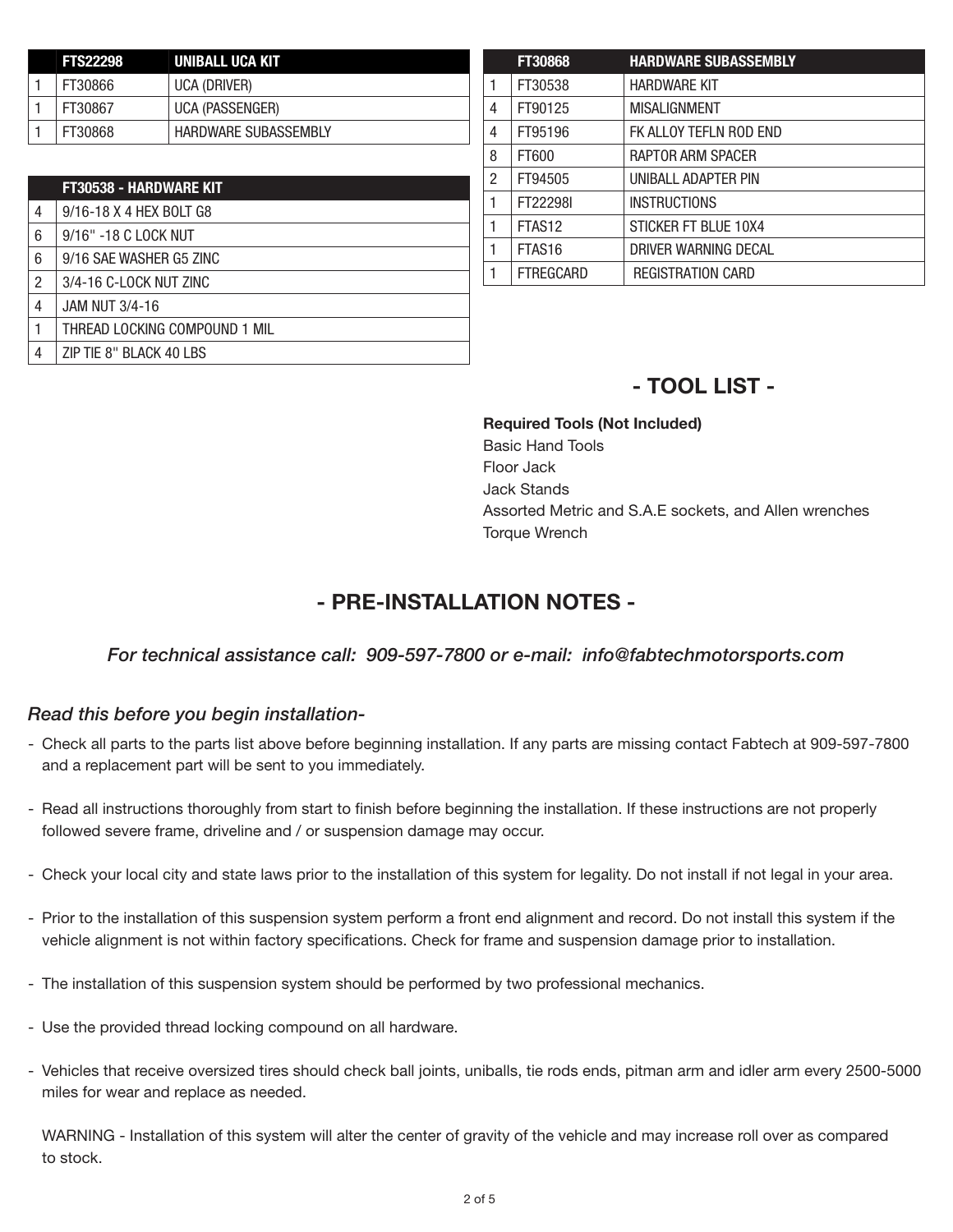| | FTS22298 | UNIBALL UCA KIT |
|---|---|---|
| 1 | FT30866 | UCA (DRIVER) |
| 1 | FT30867 | UCA (PASSENGER) |
| 1 | FT30868 | HARDWARE SUBASSEMBLY |

| | FT30538 - HARDWARE KIT |
|---|---|
| 4 | 9/16-18 X 4 HEX BOLT G8 |
| 6 | 9/16" -18 C LOCK NUT |
| 6 | 9/16 SAE WASHER G5 ZINC |
| 2 | 3/4-16 C-LOCK NUT ZINC |
| 4 | JAM NUT 3/4-16 |
| 1 | THREAD LOCKING COMPOUND 1 MIL |
| 4 | ZIP TIE 8" BLACK 40 LBS |

| | FT30868 | HARDWARE SUBASSEMBLY |
|---|---|---|
| 1 | FT30538 | HARDWARE KIT |
| 4 | FT90125 | MISALIGNMENT |
| 4 | FT95196 | FK ALLOY TEFLN ROD END |
| 8 | FT600 | RAPTOR ARM SPACER |
| 2 | FT94505 | UNIBALL ADAPTER PIN |
| 1 | FT22298I | INSTRUCTIONS |
| 1 | FTAS12 | STICKER FT BLUE 10X4 |
| 1 | FTAS16 | DRIVER WARNING DECAL |
| 1 | FTREGCARD | REGISTRATION CARD |

## - TOOL LIST -

**Required Tools (Not Included)**

Basic Hand Tools
Floor Jack
Jack Stands
Assorted Metric and S.A.E sockets, and Allen wrenches
Torque Wrench

## - PRE-INSTALLATION NOTES -

*For technical assistance call: 909-597-7800 or e-mail: info@fabtechmotorsports.com*

*Read this before you begin installation-*

- Check all parts to the parts list above before beginning installation. If any parts are missing contact Fabtech at 909-597-7800 and a replacement part will be sent to you immediately.
- Read all instructions thoroughly from start to finish before beginning the installation. If these instructions are not properly followed severe frame, driveline and / or suspension damage may occur.
- Check your local city and state laws prior to the installation of this system for legality. Do not install if not legal in your area.
- Prior to the installation of this suspension system perform a front end alignment and record. Do not install this system if the vehicle alignment is not within factory specifications. Check for frame and suspension damage prior to installation.
- The installation of this suspension system should be performed by two professional mechanics.
- Use the provided thread locking compound on all hardware.
- Vehicles that receive oversized tires should check ball joints, uniballs, tie rods ends, pitman arm and idler arm every 2500-5000 miles for wear and replace as needed.

WARNING - Installation of this system will alter the center of gravity of the vehicle and may increase roll over as compared to stock.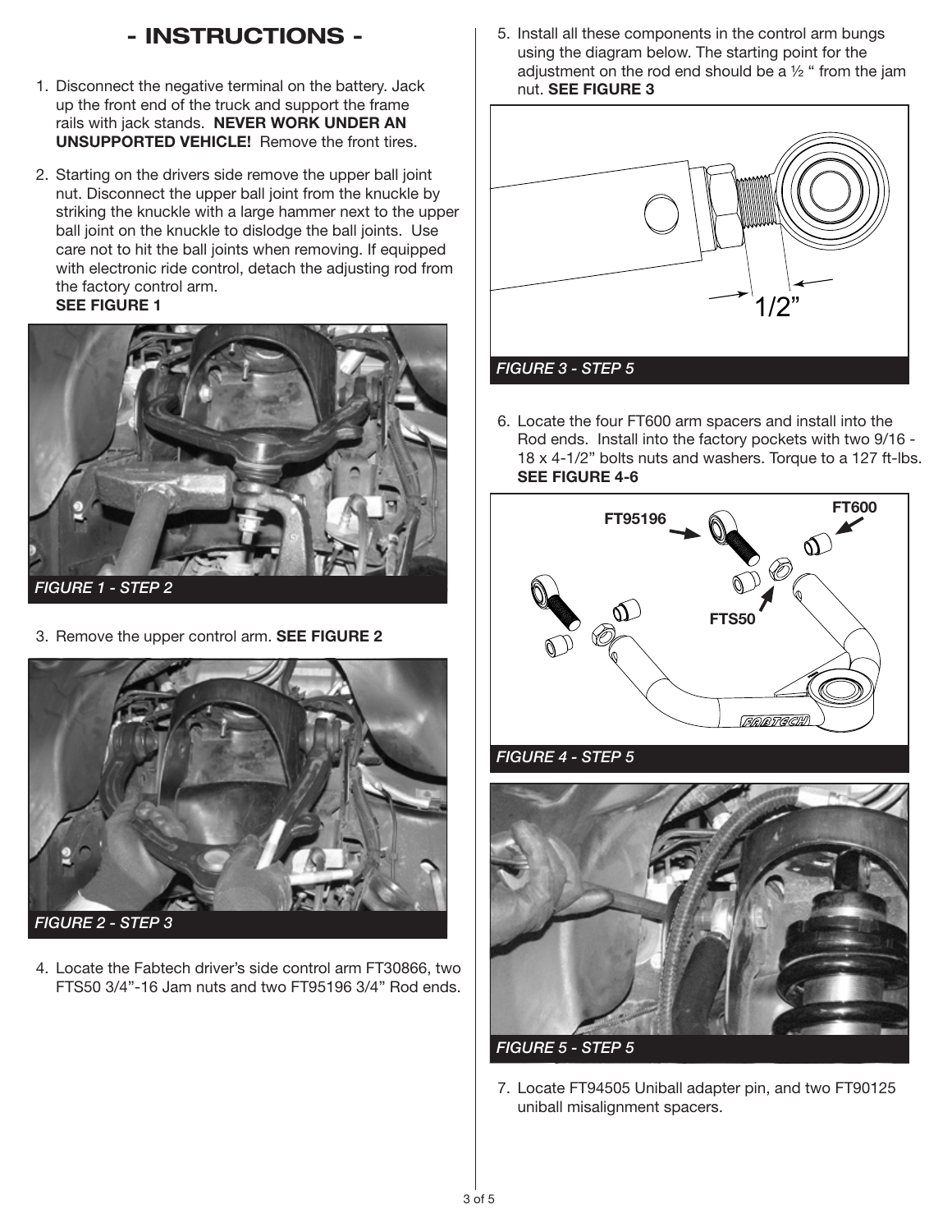# - INSTRUCTIONS -

1. Disconnect the negative terminal on the battery. Jack up the front end of the truck and support the frame rails with jack stands. **NEVER WORK UNDER AN UNSUPPORTED VEHICLE!** Remove the front tires.

2. Starting on the drivers side remove the upper ball joint nut. Disconnect the upper ball joint from the knuckle by striking the knuckle with a large hammer next to the upper ball joint on the knuckle to dislodge the ball joints. Use care not to hit the ball joints when removing. If equipped with electronic ride control, detach the adjusting rod from the factory control arm. **SEE FIGURE 1**

*FIGURE 1 - STEP 2*

3. Remove the upper control arm. **SEE FIGURE 2**

*FIGURE 2 - STEP 3*

4. Locate the Fabtech driver's side control arm FT30866, two FTS50 3/4"-16 Jam nuts and two FT95196 3/4" Rod ends.

5. Install all these components in the control arm bungs using the diagram below. The starting point for the adjustment on the rod end should be a ½ " from the jam nut. **SEE FIGURE 3**

1/2"

*FIGURE 3 - STEP 5*

6. Locate the four FT600 arm spacers and install into the Rod ends. Install into the factory pockets with two 9/16 - 18 x 4-1/2" bolts nuts and washers. Torque to a 127 ft-lbs. **SEE FIGURE 4-6**

FT95196 FT600 FTS50

*FIGURE 4 - STEP 5*

*FIGURE 5 - STEP 5*

7. Locate FT94505 Uniball adapter pin, and two FT90125 uniball misalignment spacers.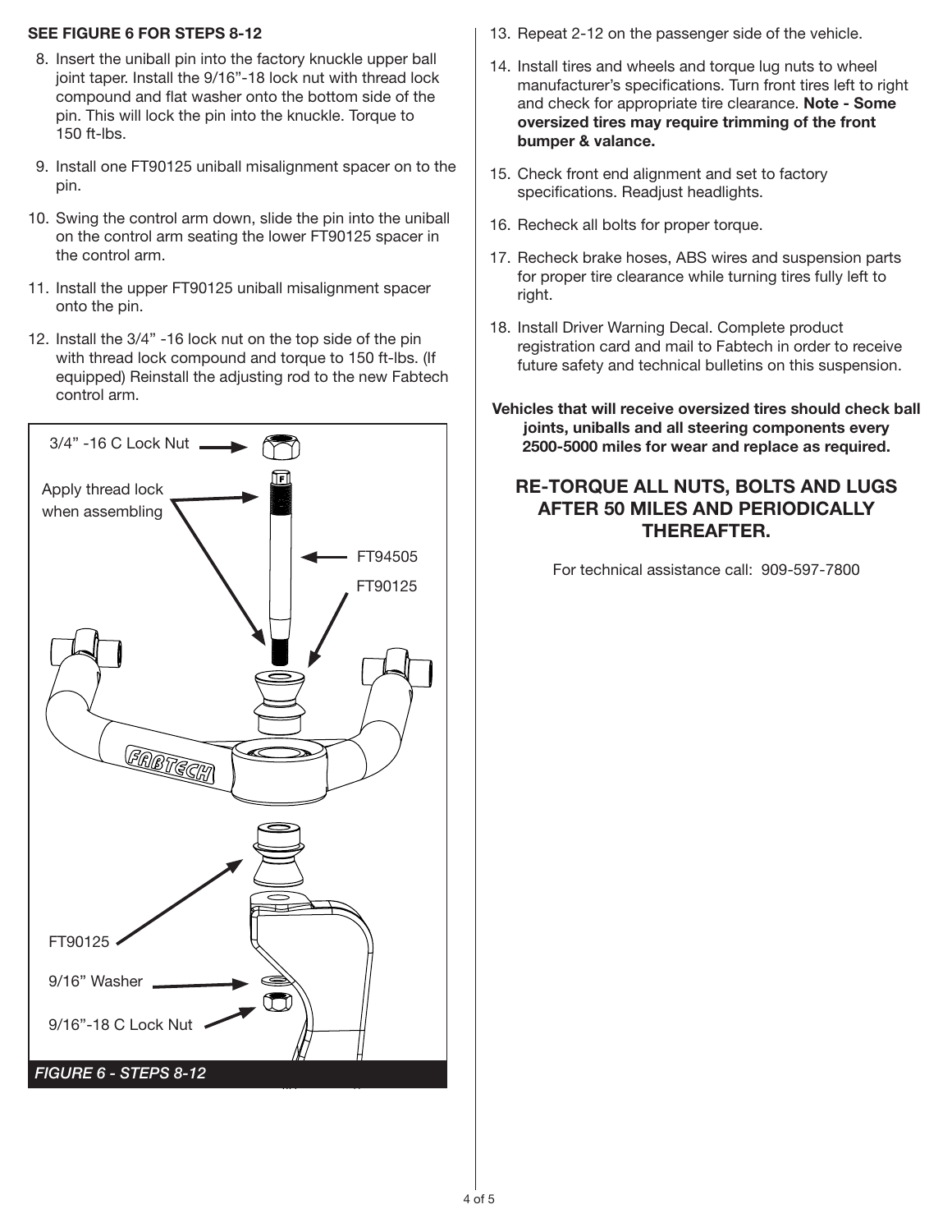**SEE FIGURE 6 FOR STEPS 8-12**

8. Insert the uniball pin into the factory knuckle upper ball joint taper. Install the 9/16”-18 lock nut with thread lock compound and flat washer onto the bottom side of the pin. This will lock the pin into the knuckle. Torque to 150 ft-lbs.
9. Install one FT90125 uniball misalignment spacer on to the pin.
10. Swing the control arm down, slide the pin into the uniball on the control arm seating the lower FT90125 spacer in the control arm.
11. Install the upper FT90125 uniball misalignment spacer onto the pin.
12. Install the 3/4” -16 lock nut on the top side of the pin with thread lock compound and torque to 150 ft-lbs. (If equipped) Reinstall the adjusting rod to the new Fabtech control arm.

3/4” -16 C Lock Nut

Apply thread lock when assembling

FT94505

FT90125

FT90125

9/16” Washer

9/16”-18 C Lock Nut

*FIGURE 6 - STEPS 8-12*

13. Repeat 2-12 on the passenger side of the vehicle.
14. Install tires and wheels and torque lug nuts to wheel manufacturer’s specifications. Turn front tires left to right and check for appropriate tire clearance. **Note - Some oversized tires may require trimming of the front bumper & valance.**
15. Check front end alignment and set to factory specifications. Readjust headlights.
16. Recheck all bolts for proper torque.
17. Recheck brake hoses, ABS wires and suspension parts for proper tire clearance while turning tires fully left to right.
18. Install Driver Warning Decal. Complete product registration card and mail to Fabtech in order to receive future safety and technical bulletins on this suspension.

**Vehicles that will receive oversized tires should check ball joints, uniballs and all steering components every 2500-5000 miles for wear and replace as required.**

## RE-TORQUE ALL NUTS, BOLTS AND LUGS AFTER 50 MILES AND PERIODICALLY THEREAFTER.

For technical assistance call: 909-597-7800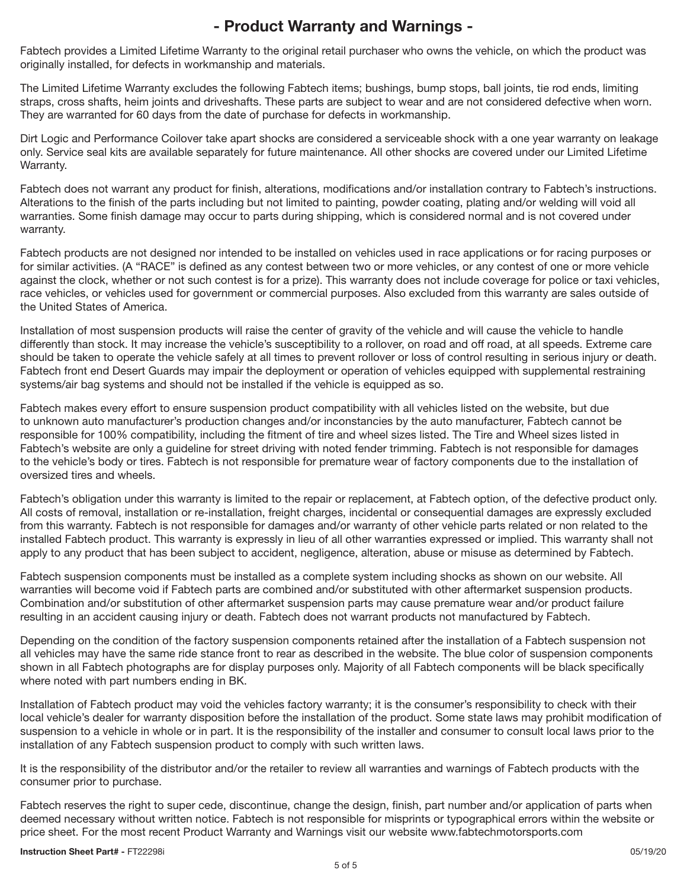# - Product Warranty and Warnings -

Fabtech provides a Limited Lifetime Warranty to the original retail purchaser who owns the vehicle, on which the product was originally installed, for defects in workmanship and materials.

The Limited Lifetime Warranty excludes the following Fabtech items; bushings, bump stops, ball joints, tie rod ends, limiting straps, cross shafts, heim joints and driveshafts. These parts are subject to wear and are not considered defective when worn. They are warranted for 60 days from the date of purchase for defects in workmanship.

Dirt Logic and Performance Coilover take apart shocks are considered a serviceable shock with a one year warranty on leakage only. Service seal kits are available separately for future maintenance. All other shocks are covered under our Limited Lifetime Warranty.

Fabtech does not warrant any product for finish, alterations, modifications and/or installation contrary to Fabtech's instructions. Alterations to the finish of the parts including but not limited to painting, powder coating, plating and/or welding will void all warranties. Some finish damage may occur to parts during shipping, which is considered normal and is not covered under warranty.

Fabtech products are not designed nor intended to be installed on vehicles used in race applications or for racing purposes or for similar activities. (A "RACE" is defined as any contest between two or more vehicles, or any contest of one or more vehicle against the clock, whether or not such contest is for a prize). This warranty does not include coverage for police or taxi vehicles, race vehicles, or vehicles used for government or commercial purposes. Also excluded from this warranty are sales outside of the United States of America.

Installation of most suspension products will raise the center of gravity of the vehicle and will cause the vehicle to handle differently than stock. It may increase the vehicle's susceptibility to a rollover, on road and off road, at all speeds. Extreme care should be taken to operate the vehicle safely at all times to prevent rollover or loss of control resulting in serious injury or death. Fabtech front end Desert Guards may impair the deployment or operation of vehicles equipped with supplemental restraining systems/air bag systems and should not be installed if the vehicle is equipped as so.

Fabtech makes every effort to ensure suspension product compatibility with all vehicles listed on the website, but due to unknown auto manufacturer's production changes and/or inconstancies by the auto manufacturer, Fabtech cannot be responsible for 100% compatibility, including the fitment of tire and wheel sizes listed. The Tire and Wheel sizes listed in Fabtech's website are only a guideline for street driving with noted fender trimming. Fabtech is not responsible for damages to the vehicle's body or tires. Fabtech is not responsible for premature wear of factory components due to the installation of oversized tires and wheels.

Fabtech's obligation under this warranty is limited to the repair or replacement, at Fabtech option, of the defective product only. All costs of removal, installation or re-installation, freight charges, incidental or consequential damages are expressly excluded from this warranty. Fabtech is not responsible for damages and/or warranty of other vehicle parts related or non related to the installed Fabtech product. This warranty is expressly in lieu of all other warranties expressed or implied. This warranty shall not apply to any product that has been subject to accident, negligence, alteration, abuse or misuse as determined by Fabtech.

Fabtech suspension components must be installed as a complete system including shocks as shown on our website. All warranties will become void if Fabtech parts are combined and/or substituted with other aftermarket suspension products. Combination and/or substitution of other aftermarket suspension parts may cause premature wear and/or product failure resulting in an accident causing injury or death. Fabtech does not warrant products not manufactured by Fabtech.

Depending on the condition of the factory suspension components retained after the installation of a Fabtech suspension not all vehicles may have the same ride stance front to rear as described in the website. The blue color of suspension components shown in all Fabtech photographs are for display purposes only. Majority of all Fabtech components will be black specifically where noted with part numbers ending in BK.

Installation of Fabtech product may void the vehicles factory warranty; it is the consumer's responsibility to check with their local vehicle's dealer for warranty disposition before the installation of the product. Some state laws may prohibit modification of suspension to a vehicle in whole or in part. It is the responsibility of the installer and consumer to consult local laws prior to the installation of any Fabtech suspension product to comply with such written laws.

It is the responsibility of the distributor and/or the retailer to review all warranties and warnings of Fabtech products with the consumer prior to purchase.

Fabtech reserves the right to super cede, discontinue, change the design, finish, part number and/or application of parts when deemed necessary without written notice. Fabtech is not responsible for misprints or typographical errors within the website or price sheet. For the most recent Product Warranty and Warnings visit our website www.fabtechmotorsports.com

**Instruction Sheet Part# -** FT22298i

05/19/20